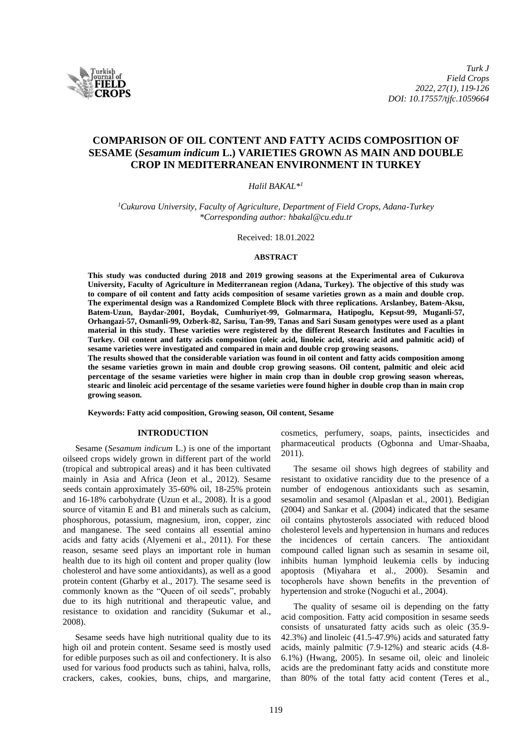# COMPARISON OF OIL CONTENT AND FATTY ACIDS COMPOSITION OF SESAME (*Sesamum indicum* L.) VARIETIES GROWN AS MAIN AND DOUBLE CROP IN MEDITERRANEAN ENVIRONMENT IN TURKEY

*Halil BAKAL*[*1]

[1]*Cukurova University, Faculty of Agriculture, Department of Field Crops, Adana-Turkey*
*\*Corresponding author: hbakal@cu.edu.tr*

Received: 18.01.2022

## ABSTRACT

**This study was conducted during 2018 and 2019 growing seasons at the Experimental area of Cukurova University, Faculty of Agriculture in Mediterranean region (Adana, Turkey). The objective of this study was to compare of oil content and fatty acids composition of sesame varieties grown as a main and double crop. The experimental design was a Randomized Complete Block with three replications. Arslanbey, Batem-Aksu, Batem-Uzun, Baydar-2001, Boydak, Cumhuriyet-99, Golmarmara, Hatipoglu, Kepsut-99, Muganli-57, Orhangazi-57, Osmanli-99, Ozberk-82, Sarisu, Tan-99, Tanas and Sari Susam genotypes were used as a plant material in this study. These varieties were registered by the different Research İnstitutes and Faculties in Turkey. Oil content and fatty acids composition (oleic acid, linoleic acid, stearic acid and palmitic acid) of sesame varieties were investigated and compared in main and double crop growing seasons.**

**The results showed that the considerable variation was found in oil content and fatty acids composition among the sesame varieties grown in main and double crop growing seasons. Oil content, palmitic and oleic acid percentage of the sesame varieties were higher in main crop than in double crop growing season whereas, stearic and linoleic acid percentage of the sesame varieties were found higher in double crop than in main crop growing season.**

**Keywords: Fatty acid composition, Growing season, Oil content, Sesame**

## INTRODUCTION

Sesame (*Sesamum indicum* L.) is one of the important oilseed crops widely grown in different part of the world (tropical and subtropical areas) and it has been cultivated mainly in Asia and Africa (Jeon et al., 2012). Sesame seeds contain approximately 35-60% oil, 18-25% protein and 16-18% carbohydrate (Uzun et al., 2008). İt is a good source of vitamin E and B1 and minerals such as calcium, phosphorous, potassium, magnesium, iron, copper, zinc and manganese. The seed contains all essential amino acids and fatty acids (Alyemeni et al., 2011). For these reason, sesame seed plays an important role in human health due to its high oil content and proper quality (low cholesterol and have some antioxidants), as well as a good protein content (Gharby et al., 2017). The sesame seed is commonly known as the "Queen of oil seeds", probably due to its high nutritional and therapeutic value, and resistance to oxidation and rancidity (Sukumar et al., 2008).

Sesame seeds have high nutritional quality due to its high oil and protein content. Sesame seed is mostly used for edible purposes such as oil and confectionery. It is also used for various food products such as tahini, halva, rolls, crackers, cakes, cookies, buns, chips, and margarine, cosmetics, perfumery, soaps, paints, insecticides and pharmaceutical products (Ogbonna and Umar-Shaaba, 2011).

The sesame oil shows high degrees of stability and resistant to oxidative rancidity due to the presence of a number of endogenous antioxidants such as sesamin, sesamolin and sesamol (Alpaslan et al., 2001). Bedigian (2004) and Sankar et al. (2004) indicated that the sesame oil contains phytosterols associated with reduced blood cholesterol levels and hypertension in humans and reduces the incidences of certain cancers. The antioxidant compound called lignan such as sesamin in sesame oil, inhibits human lymphoid leukemia cells by inducing apoptosis (Miyahara et al., 2000). Sesamin and tocopherols have shown benefits in the prevention of hypertension and stroke (Noguchi et al., 2004).

The quality of sesame oil is depending on the fatty acid composition. Fatty acid composition in sesame seeds consists of unsaturated fatty acids such as oleic (35.9-42.3%) and linoleic (41.5-47.9%) acids and saturated fatty acids, mainly palmitic (7.9-12%) and stearic acids (4.8-6.1%) (Hwang, 2005). In sesame oil, oleic and linoleic acids are the predominant fatty acids and constitute more than 80% of the total fatty acid content (Teres et al.,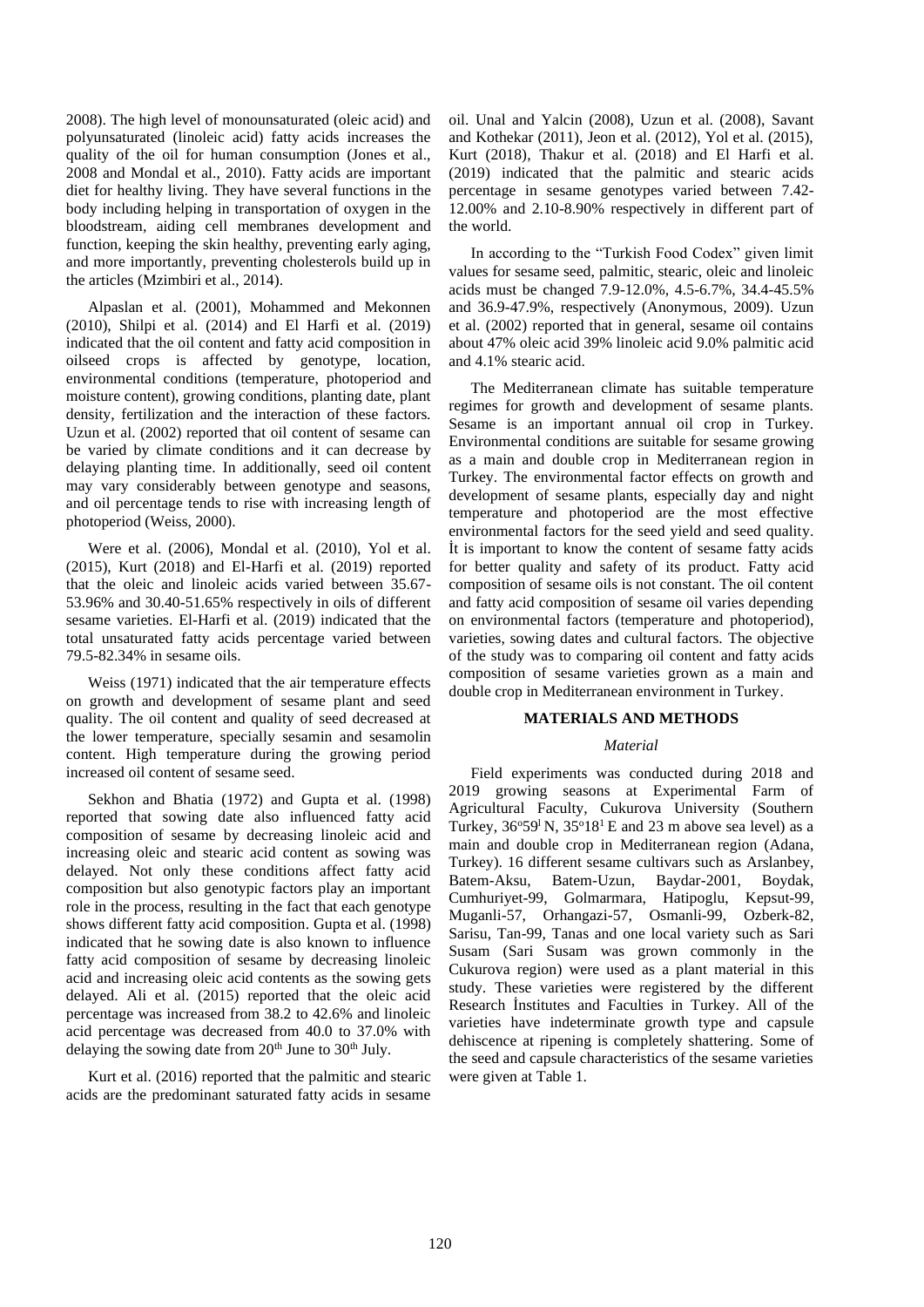2008). The high level of monounsaturated (oleic acid) and polyunsaturated (linoleic acid) fatty acids increases the quality of the oil for human consumption (Jones et al., 2008 and Mondal et al., 2010). Fatty acids are important diet for healthy living. They have several functions in the body including helping in transportation of oxygen in the bloodstream, aiding cell membranes development and function, keeping the skin healthy, preventing early aging, and more importantly, preventing cholesterols build up in the articles (Mzimbiri et al., 2014).

Alpaslan et al. (2001), Mohammed and Mekonnen (2010), Shilpi et al. (2014) and El Harfi et al. (2019) indicated that the oil content and fatty acid composition in oilseed crops is affected by genotype, location, environmental conditions (temperature, photoperiod and moisture content), growing conditions, planting date, plant density, fertilization and the interaction of these factors. Uzun et al. (2002) reported that oil content of sesame can be varied by climate conditions and it can decrease by delaying planting time. In additionally, seed oil content may vary considerably between genotype and seasons, and oil percentage tends to rise with increasing length of photoperiod (Weiss, 2000).

Were et al. (2006), Mondal et al. (2010), Yol et al. (2015), Kurt (2018) and El-Harfi et al. (2019) reported that the oleic and linoleic acids varied between 35.67-53.96% and 30.40-51.65% respectively in oils of different sesame varieties. El-Harfi et al. (2019) indicated that the total unsaturated fatty acids percentage varied between 79.5-82.34% in sesame oils.

Weiss (1971) indicated that the air temperature effects on growth and development of sesame plant and seed quality. The oil content and quality of seed decreased at the lower temperature, specially sesamin and sesamolin content. High temperature during the growing period increased oil content of sesame seed.

Sekhon and Bhatia (1972) and Gupta et al. (1998) reported that sowing date also influenced fatty acid composition of sesame by decreasing linoleic acid and increasing oleic and stearic acid content as sowing was delayed. Not only these conditions affect fatty acid composition but also genotypic factors play an important role in the process, resulting in the fact that each genotype shows different fatty acid composition. Gupta et al. (1998) indicated that he sowing date is also known to influence fatty acid composition of sesame by decreasing linoleic acid and increasing oleic acid contents as the sowing gets delayed. Ali et al. (2015) reported that the oleic acid percentage was increased from 38.2 to 42.6% and linoleic acid percentage was decreased from 40.0 to 37.0% with delaying the sowing date from 20th June to 30th July.

Kurt et al. (2016) reported that the palmitic and stearic acids are the predominant saturated fatty acids in sesame oil. Unal and Yalcin (2008), Uzun et al. (2008), Savant and Kothekar (2011), Jeon et al. (2012), Yol et al. (2015), Kurt (2018), Thakur et al. (2018) and El Harfi et al. (2019) indicated that the palmitic and stearic acids percentage in sesame genotypes varied between 7.42-12.00% and 2.10-8.90% respectively in different part of the world.

In according to the "Turkish Food Codex" given limit values for sesame seed, palmitic, stearic, oleic and linoleic acids must be changed 7.9-12.0%, 4.5-6.7%, 34.4-45.5% and 36.9-47.9%, respectively (Anonymous, 2009). Uzun et al. (2002) reported that in general, sesame oil contains about 47% oleic acid 39% linoleic acid 9.0% palmitic acid and 4.1% stearic acid.

The Mediterranean climate has suitable temperature regimes for growth and development of sesame plants. Sesame is an important annual oil crop in Turkey. Environmental conditions are suitable for sesame growing as a main and double crop in Mediterranean region in Turkey. The environmental factor effects on growth and development of sesame plants, especially day and night temperature and photoperiod are the most effective environmental factors for the seed yield and seed quality. İt is important to know the content of sesame fatty acids for better quality and safety of its product. Fatty acid composition of sesame oils is not constant. The oil content and fatty acid composition of sesame oil varies depending on environmental factors (temperature and photoperiod), varieties, sowing dates and cultural factors. The objective of the study was to comparing oil content and fatty acids composition of sesame varieties grown as a main and double crop in Mediterranean environment in Turkey.

## MATERIALS AND METHODS

### *Material*

Field experiments was conducted during 2018 and 2019 growing seasons at Experimental Farm of Agricultural Faculty, Cukurova University (Southern Turkey, 36°59' N, 35°18' E and 23 m above sea level) as a main and double crop in Mediterranean region (Adana, Turkey). 16 different sesame cultivars such as Arslanbey, Batem-Aksu, Batem-Uzun, Baydar-2001, Boydak, Cumhuriyet-99, Golmarmara, Hatipoglu, Kepsut-99, Muganli-57, Orhangazi-57, Osmanli-99, Ozberk-82, Sarisu, Tan-99, Tanas and one local variety such as Sari Susam (Sari Susam was grown commonly in the Cukurova region) were used as a plant material in this study. These varieties were registered by the different Research İnstitutes and Faculties in Turkey. All of the varieties have indeterminate growth type and capsule dehiscence at ripening is completely shattering. Some of the seed and capsule characteristics of the sesame varieties were given at Table 1.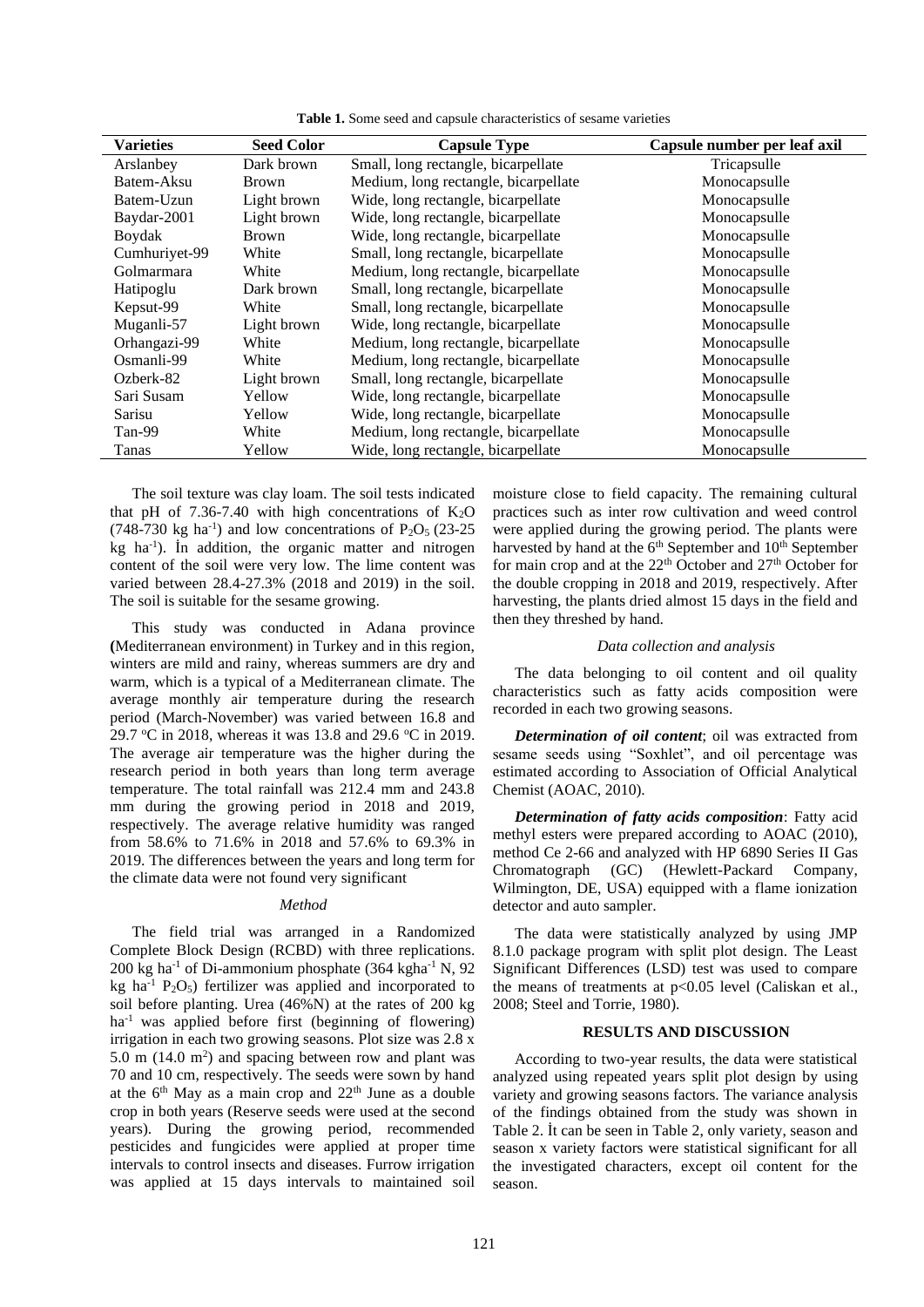**Table 1.** Some seed and capsule characteristics of sesame varieties

| Varieties | Seed Color | Capsule Type | Capsule number per leaf axil |
|---|---|---|---|
| Arslanbey | Dark brown | Small, long rectangle, bicarpellate | Tricapsulle |
| Batem-Aksu | Brown | Medium, long rectangle, bicarpellate | Monocapsulle |
| Batem-Uzun | Light brown | Wide, long rectangle, bicarpellate | Monocapsulle |
| Baydar-2001 | Light brown | Wide, long rectangle, bicarpellate | Monocapsulle |
| Boydak | Brown | Wide, long rectangle, bicarpellate | Monocapsulle |
| Cumhuriyet-99 | White | Small, long rectangle, bicarpellate | Monocapsulle |
| Golmarmara | White | Medium, long rectangle, bicarpellate | Monocapsulle |
| Hatipoglu | Dark brown | Small, long rectangle, bicarpellate | Monocapsulle |
| Kepsut-99 | White | Small, long rectangle, bicarpellate | Monocapsulle |
| Muganli-57 | Light brown | Wide, long rectangle, bicarpellate | Monocapsulle |
| Orhangazi-99 | White | Medium, long rectangle, bicarpellate | Monocapsulle |
| Osmanli-99 | White | Medium, long rectangle, bicarpellate | Monocapsulle |
| Ozberk-82 | Light brown | Small, long rectangle, bicarpellate | Monocapsulle |
| Sari Susam | Yellow | Wide, long rectangle, bicarpellate | Monocapsulle |
| Sarisu | Yellow | Wide, long rectangle, bicarpellate | Monocapsulle |
| Tan-99 | White | Medium, long rectangle, bicarpellate | Monocapsulle |
| Tanas | Yellow | Wide, long rectangle, bicarpellate | Monocapsulle |

The soil texture was clay loam. The soil tests indicated that pH of 7.36-7.40 with high concentrations of $K_2O$ (748-730 kg ha$^{-1}$) and low concentrations of $P_2O_5$ (23-25 kg ha$^{-1}$). İn addition, the organic matter and nitrogen content of the soil were very low. The lime content was varied between 28.4-27.3% (2018 and 2019) in the soil. The soil is suitable for the sesame growing.

This study was conducted in Adana province **(**Mediterranean environment) in Turkey and in this region, winters are mild and rainy, whereas summers are dry and warm, which is a typical of a Mediterranean climate. The average monthly air temperature during the research period (March-November) was varied between 16.8 and 29.7 $^{o}$C in 2018, whereas it was 13.8 and 29.6 $^{o}$C in 2019. The average air temperature was the higher during the research period in both years than long term average temperature. The total rainfall was 212.4 mm and 243.8 mm during the growing period in 2018 and 2019, respectively. The average relative humidity was ranged from 58.6% to 71.6% in 2018 and 57.6% to 69.3% in 2019. The differences between the years and long term for the climate data were not found very significant

*Method*

The field trial was arranged in a Randomized Complete Block Design (RCBD) with three replications. 200 kg ha$^{-1}$ of Di-ammonium phosphate (364 kgha$^{-1}$ N, 92 kg ha$^{-1}$ $P_2O_5$) fertilizer was applied and incorporated to soil before planting. Urea (46%N) at the rates of 200 kg ha$^{-1}$ was applied before first (beginning of flowering) irrigation in each two growing seasons. Plot size was 2.8 x 5.0 m (14.0 m$^2$) and spacing between row and plant was 70 and 10 cm, respectively. The seeds were sown by hand at the 6$^{th}$ May as a main crop and 22$^{th}$ June as a double crop in both years (Reserve seeds were used at the second years). During the growing period, recommended pesticides and fungicides were applied at proper time intervals to control insects and diseases. Furrow irrigation was applied at 15 days intervals to maintained soil moisture close to field capacity. The remaining cultural practices such as inter row cultivation and weed control were applied during the growing period. The plants were harvested by hand at the 6$^{th}$ September and 10$^{th}$ September for main crop and at the 22$^{th}$ October and 27$^{th}$ October for the double cropping in 2018 and 2019, respectively. After harvesting, the plants dried almost 15 days in the field and then they threshed by hand.

*Data collection and analysis*

The data belonging to oil content and oil quality characteristics such as fatty acids composition were recorded in each two growing seasons.

***Determination of oil content***; oil was extracted from sesame seeds using "Soxhlet", and oil percentage was estimated according to Association of Official Analytical Chemist (AOAC, 2010).

***Determination of fatty acids composition***: Fatty acid methyl esters were prepared according to AOAC (2010), method Ce 2-66 and analyzed with HP 6890 Series II Gas Chromatograph (GC) (Hewlett-Packard Company, Wilmington, DE, USA) equipped with a flame ionization detector and auto sampler.

The data were statistically analyzed by using JMP 8.1.0 package program with split plot design. The Least Significant Differences (LSD) test was used to compare the means of treatments at $p<0.05$ level (Caliskan et al., 2008; Steel and Torrie, 1980).

## RESULTS AND DISCUSSION

According to two-year results, the data were statistical analyzed using repeated years split plot design by using variety and growing seasons factors. The variance analysis of the findings obtained from the study was shown in Table 2. İt can be seen in Table 2, only variety, season and season x variety factors were statistical significant for all the investigated characters, except oil content for the season.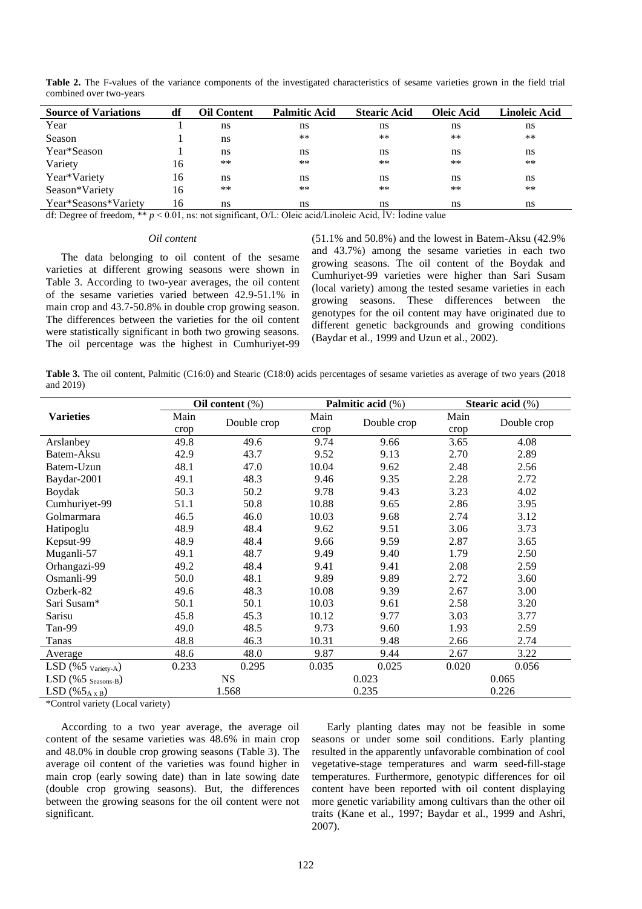**Table 2.** The F-values of the variance components of the investigated characteristics of sesame varieties grown in the field trial combined over two-years

| Source of Variations | df | Oil Content | Palmitic Acid | Stearic Acid | Oleic Acid | Linoleic Acid |
|---|---|---|---|---|---|---|
| Year | 1 | ns | ns | ns | ns | ns |
| Season | 1 | ns | ** | ** | ** | ** |
| Year*Season | 1 | ns | ns | ns | ns | ns |
| Variety | 16 | ** | ** | ** | ** | ** |
| Year*Variety | 16 | ns | ns | ns | ns | ns |
| Season*Variety | 16 | ** | ** | ** | ** | ** |
| Year*Seasons*Variety | 16 | ns | ns | ns | ns | ns |

df: Degree of freedom, ** $p < 0.01$, ns: not significant, O/L: Oleic acid/Linoleic Acid, İV: İodine value

*Oil content*

The data belonging to oil content of the sesame varieties at different growing seasons were shown in Table 3. According to two-year averages, the oil content of the sesame varieties varied between 42.9-51.1% in main crop and 43.7-50.8% in double crop growing season. The differences between the varieties for the oil content were statistically significant in both two growing seasons. The oil percentage was the highest in Cumhuriyet-99 (51.1% and 50.8%) and the lowest in Batem-Aksu (42.9% and 43.7%) among the sesame varieties in each two growing seasons. The oil content of the Boydak and Cumhuriyet-99 varieties were higher than Sari Susam (local variety) among the tested sesame varieties in each growing seasons. These differences between the genotypes for the oil content may have originated due to different genetic backgrounds and growing conditions (Baydar et al., 1999 and Uzun et al., 2002).

**Table 3.** The oil content, Palmitic (C16:0) and Stearic (C18:0) acids percentages of sesame varieties as average of two years (2018 and 2019)

| Varieties | Oil content (%) | | Palmitic acid (%) | | Stearic acid (%) | |
|---|---|---|---|---|---|---|
| | Main crop | Double crop | Main crop | Double crop | Main crop | Double crop |
| Arslanbey | 49.8 | 49.6 | 9.74 | 9.66 | 3.65 | 4.08 |
| Batem-Aksu | 42.9 | 43.7 | 9.52 | 9.13 | 2.70 | 2.89 |
| Batem-Uzun | 48.1 | 47.0 | 10.04 | 9.62 | 2.48 | 2.56 |
| Baydar-2001 | 49.1 | 48.3 | 9.46 | 9.35 | 2.28 | 2.72 |
| Boydak | 50.3 | 50.2 | 9.78 | 9.43 | 3.23 | 4.02 |
| Cumhuriyet-99 | 51.1 | 50.8 | 10.88 | 9.65 | 2.86 | 3.95 |
| Golmarmara | 46.5 | 46.0 | 10.03 | 9.68 | 2.74 | 3.12 |
| Hatipoglu | 48.9 | 48.4 | 9.62 | 9.51 | 3.06 | 3.73 |
| Kepsut-99 | 48.9 | 48.4 | 9.66 | 9.59 | 2.87 | 3.65 |
| Muganli-57 | 49.1 | 48.7 | 9.49 | 9.40 | 1.79 | 2.50 |
| Orhangazi-99 | 49.2 | 48.4 | 9.41 | 9.41 | 2.08 | 2.59 |
| Osmanli-99 | 50.0 | 48.1 | 9.89 | 9.89 | 2.72 | 3.60 |
| Ozberk-82 | 49.6 | 48.3 | 10.08 | 9.39 | 2.67 | 3.00 |
| Sari Susam* | 50.1 | 50.1 | 10.03 | 9.61 | 2.58 | 3.20 |
| Sarisu | 45.8 | 45.3 | 10.12 | 9.77 | 3.03 | 3.77 |
| Tan-99 | 49.0 | 48.5 | 9.73 | 9.60 | 1.93 | 2.59 |
| Tanas | 48.8 | 46.3 | 10.31 | 9.48 | 2.66 | 2.74 |
| Average | 48.6 | 48.0 | 9.87 | 9.44 | 2.67 | 3.22 |
| LSD (%5 $_{Variety-A}$) | 0.233 | 0.295 | 0.035 | 0.025 | 0.020 | 0.056 |
| LSD (%5 $_{Seasons-B}$) | NS | | 0.023 | | 0.065 | |
| LSD (%5 $_{A \times B}$) | 1.568 | | 0.235 | | 0.226 | |

*Control variety (Local variety)

According to a two year average, the average oil content of the sesame varieties was 48.6% in main crop and 48.0% in double crop growing seasons (Table 3). The average oil content of the varieties was found higher in main crop (early sowing date) than in late sowing date (double crop growing seasons). But, the differences between the growing seasons for the oil content were not significant.

Early planting dates may not be feasible in some seasons or under some soil conditions. Early planting resulted in the apparently unfavorable combination of cool vegetative-stage temperatures and warm seed-fill-stage temperatures. Furthermore, genotypic differences for oil content have been reported with oil content displaying more genetic variability among cultivars than the other oil traits (Kane et al., 1997; Baydar et al., 1999 and Ashri, 2007).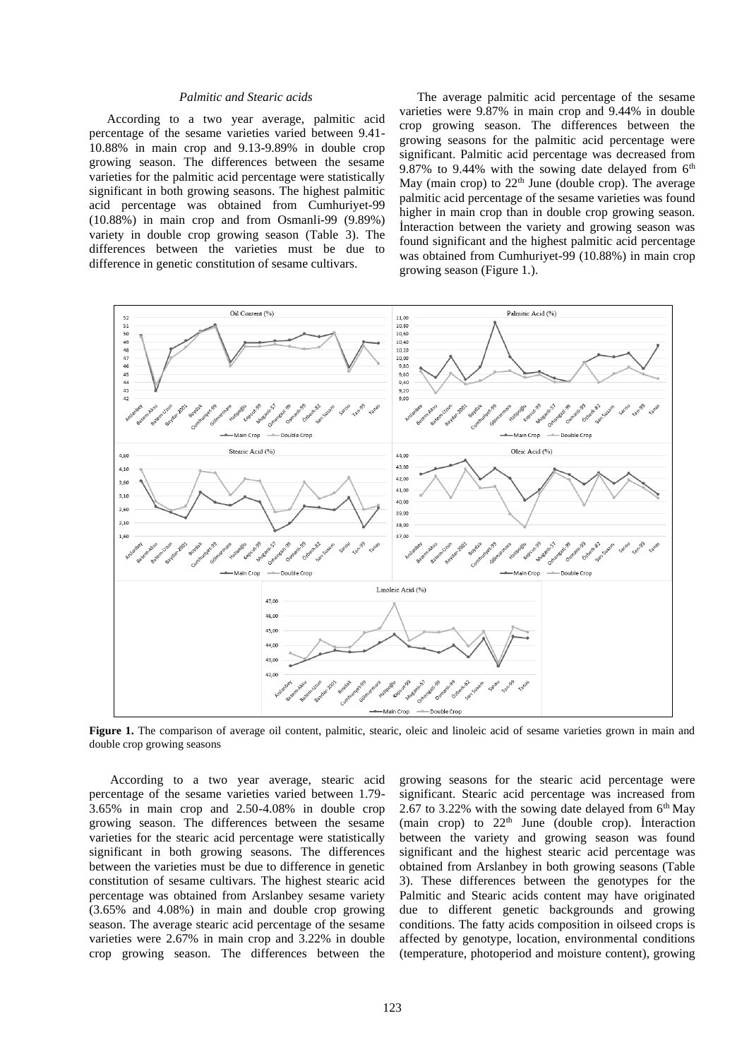*Palmitic and Stearic acids*

According to a two year average, palmitic acid percentage of the sesame varieties varied between 9.41-10.88% in main crop and 9.13-9.89% in double crop growing season. The differences between the sesame varieties for the palmitic acid percentage were statistically significant in both growing seasons. The highest palmitic acid percentage was obtained from Cumhuriyet-99 (10.88%) in main crop and from Osmanli-99 (9.89%) variety in double crop growing season (Table 3). The differences between the varieties must be due to difference in genetic constitution of sesame cultivars.

The average palmitic acid percentage of the sesame varieties were 9.87% in main crop and 9.44% in double crop growing season. The differences between the growing seasons for the palmitic acid percentage were significant. Palmitic acid percentage was decreased from 9.87% to 9.44% with the sowing date delayed from 6th May (main crop) to 22th June (double crop). The average palmitic acid percentage of the sesame varieties was found higher in main crop than in double crop growing season. İnteraction between the variety and growing season was found significant and the highest palmitic acid percentage was obtained from Cumhuriyet-99 (10.88%) in main crop growing season (Figure 1.).

**Figure 1.** The comparison of average oil content, palmitic, stearic, oleic and linoleic acid of sesame varieties grown in main and double crop growing seasons

According to a two year average, stearic acid percentage of the sesame varieties varied between 1.79-3.65% in main crop and 2.50-4.08% in double crop growing season. The differences between the sesame varieties for the stearic acid percentage were statistically significant in both growing seasons. The differences between the varieties must be due to difference in genetic constitution of sesame cultivars. The highest stearic acid percentage was obtained from Arslanbey sesame variety (3.65% and 4.08%) in main and double crop growing season. The average stearic acid percentage of the sesame varieties were 2.67% in main crop and 3.22% in double crop growing season. The differences between the growing seasons for the stearic acid percentage were significant. Stearic acid percentage was increased from 2.67 to 3.22% with the sowing date delayed from 6th May (main crop) to 22th June (double crop). İnteraction between the variety and growing season was found significant and the highest stearic acid percentage was obtained from Arslanbey in both growing seasons (Table 3). These differences between the genotypes for the Palmitic and Stearic acids content may have originated due to different genetic backgrounds and growing conditions. The fatty acids composition in oilseed crops is affected by genotype, location, environmental conditions (temperature, photoperiod and moisture content), growing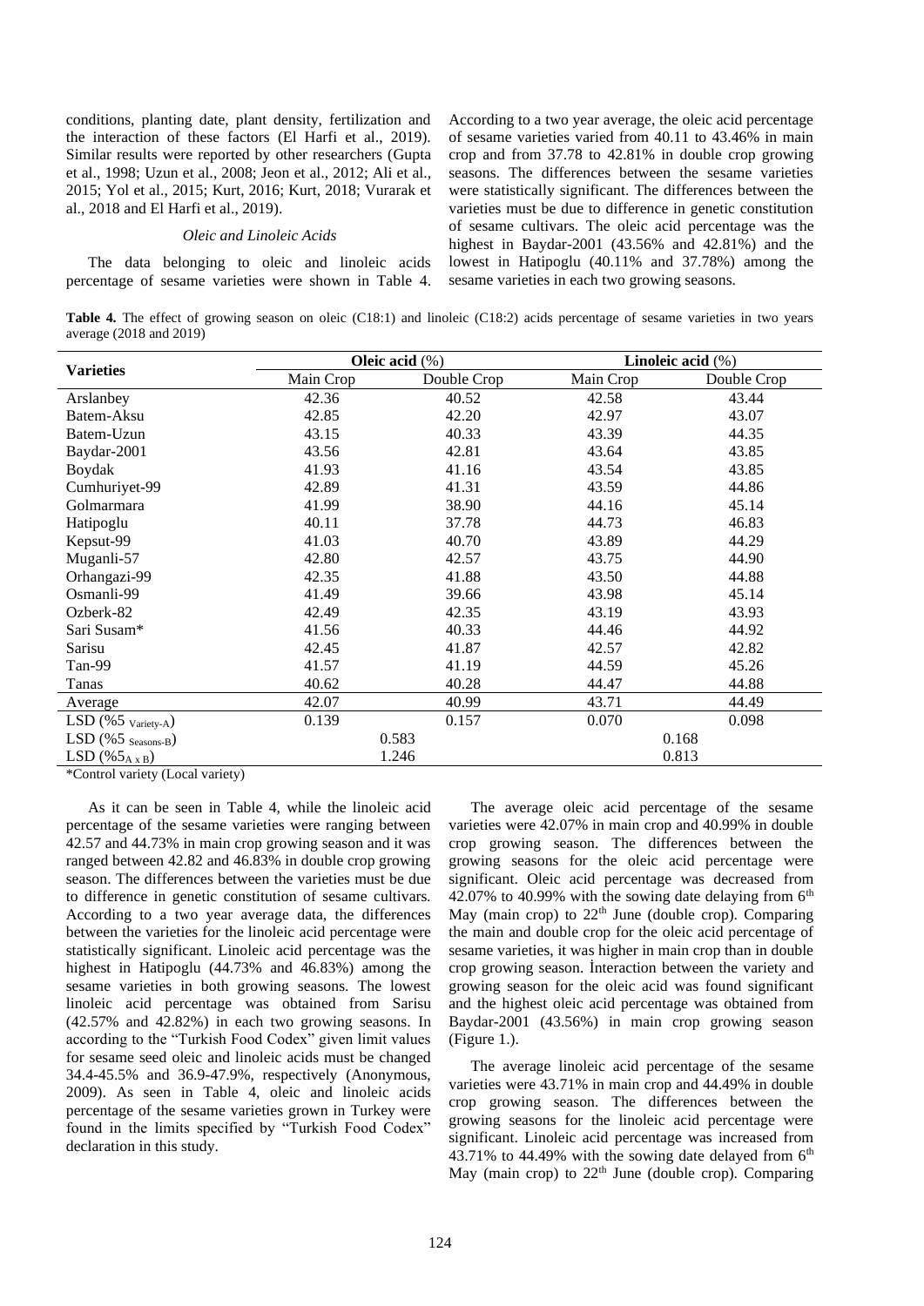conditions, planting date, plant density, fertilization and the interaction of these factors (El Harfi et al., 2019). Similar results were reported by other researchers (Gupta et al., 1998; Uzun et al., 2008; Jeon et al., 2012; Ali et al., 2015; Yol et al., 2015; Kurt, 2016; Kurt, 2018; Vurarak et al., 2018 and El Harfi et al., 2019).

*Oleic and Linoleic Acids*

The data belonging to oleic and linoleic acids percentage of sesame varieties were shown in Table 4. According to a two year average, the oleic acid percentage of sesame varieties varied from 40.11 to 43.46% in main crop and from 37.78 to 42.81% in double crop growing seasons. The differences between the sesame varieties were statistically significant. The differences between the varieties must be due to difference in genetic constitution of sesame cultivars. The oleic acid percentage was the highest in Baydar-2001 (43.56% and 42.81%) and the lowest in Hatipoglu (40.11% and 37.78%) among the sesame varieties in each two growing seasons.

**Table 4.** The effect of growing season on oleic (C18:1) and linoleic (C18:2) acids percentage of sesame varieties in two years average (2018 and 2019)

| Varieties | **Oleic acid** (%) | | **Linoleic acid** (%) | |
|---|---|---|---|---|
| | Main Crop | Double Crop | Main Crop | Double Crop |
| Arslanbey | 42.36 | 40.52 | 42.58 | 43.44 |
| Batem-Aksu | 42.85 | 42.20 | 42.97 | 43.07 |
| Batem-Uzun | 43.15 | 40.33 | 43.39 | 44.35 |
| Baydar-2001 | 43.56 | 42.81 | 43.64 | 43.85 |
| Boydak | 41.93 | 41.16 | 43.54 | 43.85 |
| Cumhuriyet-99 | 42.89 | 41.31 | 43.59 | 44.86 |
| Golmarmara | 41.99 | 38.90 | 44.16 | 45.14 |
| Hatipoglu | 40.11 | 37.78 | 44.73 | 46.83 |
| Kepsut-99 | 41.03 | 40.70 | 43.89 | 44.29 |
| Muganli-57 | 42.80 | 42.57 | 43.75 | 44.90 |
| Orhangazi-99 | 42.35 | 41.88 | 43.50 | 44.88 |
| Osmanli-99 | 41.49 | 39.66 | 43.98 | 45.14 |
| Ozberk-82 | 42.49 | 42.35 | 43.19 | 43.93 |
| Sari Susam* | 41.56 | 40.33 | 44.46 | 44.92 |
| Sarisu | 42.45 | 41.87 | 42.57 | 42.82 |
| Tan-99 | 41.57 | 41.19 | 44.59 | 45.26 |
| Tanas | 40.62 | 40.28 | 44.47 | 44.88 |
| Average | 42.07 | 40.99 | 43.71 | 44.49 |
| LSD (%5 $_{Variety-A}$) | 0.139 | 0.157 | 0.070 | 0.098 |
| LSD (%5 $_{Seasons-B}$) | 0.583 | | 0.168 | |
| LSD (%5$_{A \times B}$) | 1.246 | | 0.813 | |

*Control variety (Local variety)

As it can be seen in Table 4, while the linoleic acid percentage of the sesame varieties were ranging between 42.57 and 44.73% in main crop growing season and it was ranged between 42.82 and 46.83% in double crop growing season. The differences between the varieties must be due to difference in genetic constitution of sesame cultivars. According to a two year average data, the differences between the varieties for the linoleic acid percentage were statistically significant. Linoleic acid percentage was the highest in Hatipoglu (44.73% and 46.83%) among the sesame varieties in both growing seasons. The lowest linoleic acid percentage was obtained from Sarisu (42.57% and 42.82%) in each two growing seasons. In according to the "Turkish Food Codex" given limit values for sesame seed oleic and linoleic acids must be changed 34.4-45.5% and 36.9-47.9%, respectively (Anonymous, 2009). As seen in Table 4, oleic and linoleic acids percentage of the sesame varieties grown in Turkey were found in the limits specified by "Turkish Food Codex" declaration in this study.

The average oleic acid percentage of the sesame varieties were 42.07% in main crop and 40.99% in double crop growing season. The differences between the growing seasons for the oleic acid percentage were significant. Oleic acid percentage was decreased from 42.07% to 40.99% with the sowing date delaying from 6th May (main crop) to 22th June (double crop). Comparing the main and double crop for the oleic acid percentage of sesame varieties, it was higher in main crop than in double crop growing season. İnteraction between the variety and growing season for the oleic acid was found significant and the highest oleic acid percentage was obtained from Baydar-2001 (43.56%) in main crop growing season (Figure 1.).

The average linoleic acid percentage of the sesame varieties were 43.71% in main crop and 44.49% in double crop growing season. The differences between the growing seasons for the linoleic acid percentage were significant. Linoleic acid percentage was increased from 43.71% to 44.49% with the sowing date delayed from 6th May (main crop) to 22th June (double crop). Comparing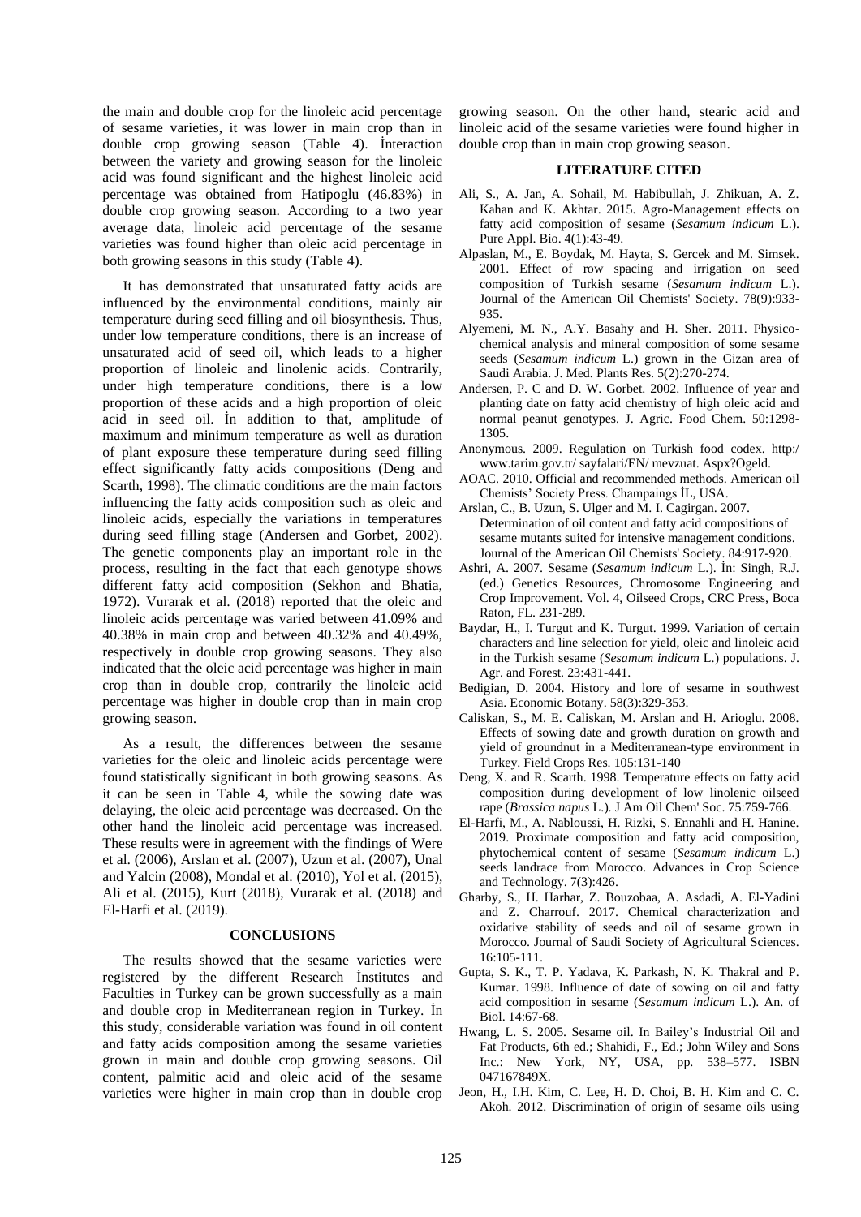the main and double crop for the linoleic acid percentage of sesame varieties, it was lower in main crop than in double crop growing season (Table 4). İnteraction between the variety and growing season for the linoleic acid was found significant and the highest linoleic acid percentage was obtained from Hatipoglu (46.83%) in double crop growing season. According to a two year average data, linoleic acid percentage of the sesame varieties was found higher than oleic acid percentage in both growing seasons in this study (Table 4).

It has demonstrated that unsaturated fatty acids are influenced by the environmental conditions, mainly air temperature during seed filling and oil biosynthesis. Thus, under low temperature conditions, there is an increase of unsaturated acid of seed oil, which leads to a higher proportion of linoleic and linolenic acids. Contrarily, under high temperature conditions, there is a low proportion of these acids and a high proportion of oleic acid in seed oil. İn addition to that, amplitude of maximum and minimum temperature as well as duration of plant exposure these temperature during seed filling effect significantly fatty acids compositions (Deng and Scarth, 1998). The climatic conditions are the main factors influencing the fatty acids composition such as oleic and linoleic acids, especially the variations in temperatures during seed filling stage (Andersen and Gorbet, 2002). The genetic components play an important role in the process, resulting in the fact that each genotype shows different fatty acid composition (Sekhon and Bhatia, 1972). Vurarak et al. (2018) reported that the oleic and linoleic acids percentage was varied between 41.09% and 40.38% in main crop and between 40.32% and 40.49%, respectively in double crop growing seasons. They also indicated that the oleic acid percentage was higher in main crop than in double crop, contrarily the linoleic acid percentage was higher in double crop than in main crop growing season.

As a result, the differences between the sesame varieties for the oleic and linoleic acids percentage were found statistically significant in both growing seasons. As it can be seen in Table 4, while the sowing date was delaying, the oleic acid percentage was decreased. On the other hand the linoleic acid percentage was increased. These results were in agreement with the findings of Were et al. (2006), Arslan et al. (2007), Uzun et al. (2007), Unal and Yalcin (2008), Mondal et al. (2010), Yol et al. (2015), Ali et al. (2015), Kurt (2018), Vurarak et al. (2018) and El-Harfi et al. (2019).

## CONCLUSIONS

The results showed that the sesame varieties were registered by the different Research İnstitutes and Faculties in Turkey can be grown successfully as a main and double crop in Mediterranean region in Turkey. İn this study, considerable variation was found in oil content and fatty acids composition among the sesame varieties grown in main and double crop growing seasons. Oil content, palmitic acid and oleic acid of the sesame varieties were higher in main crop than in double crop growing season. On the other hand, stearic acid and linoleic acid of the sesame varieties were found higher in double crop than in main crop growing season.

## LITERATURE CITED

Ali, S., A. Jan, A. Sohail, M. Habibullah, J. Zhikuan, A. Z. Kahan and K. Akhtar. 2015. Agro-Management effects on fatty acid composition of sesame (*Sesamum indicum* L.). Pure Appl. Bio. 4(1):43-49.

Alpaslan, M., E. Boydak, M. Hayta, S. Gercek and M. Simsek. 2001. Effect of row spacing and irrigation on seed composition of Turkish sesame (*Sesamum indicum* L.). Journal of the American Oil Chemists' Society. 78(9):933-935.

Alyemeni, M. N., A.Y. Basahy and H. Sher. 2011. Physico-chemical analysis and mineral composition of some sesame seeds (*Sesamum indicum* L.) grown in the Gizan area of Saudi Arabia. J. Med. Plants Res. 5(2):270-274.

Andersen, P. C and D. W. Gorbet. 2002. Influence of year and planting date on fatty acid chemistry of high oleic acid and normal peanut genotypes. J. Agric. Food Chem. 50:1298-1305.

Anonymous. 2009. Regulation on Turkish food codex. http:/ www.tarim.gov.tr/ sayfalari/EN/ mevzuat. Aspx?Ogeld.

AOAC. 2010. Official and recommended methods. American oil Chemists' Society Press. Champaings İL, USA.

Arslan, C., B. Uzun, S. Ulger and M. I. Cagirgan. 2007. Determination of oil content and fatty acid compositions of sesame mutants suited for intensive management conditions. Journal of the American Oil Chemists' Society. 84:917-920.

Ashri, A. 2007. Sesame (*Sesamum indicum* L.). İn: Singh, R.J. (ed.) Genetics Resources, Chromosome Engineering and Crop Improvement. Vol. 4, Oilseed Crops, CRC Press, Boca Raton, FL. 231-289.

Baydar, H., I. Turgut and K. Turgut. 1999. Variation of certain characters and line selection for yield, oleic and linoleic acid in the Turkish sesame (*Sesamum indicum* L.) populations. J. Agr. and Forest. 23:431-441.

Bedigian, D. 2004. History and lore of sesame in southwest Asia. Economic Botany. 58(3):329-353.

Caliskan, S., M. E. Caliskan, M. Arslan and H. Arioglu. 2008. Effects of sowing date and growth duration on growth and yield of groundnut in a Mediterranean-type environment in Turkey. Field Crops Res. 105:131-140

Deng, X. and R. Scarth. 1998. Temperature effects on fatty acid composition during development of low linolenic oilseed rape (*Brassica napus* L.). J Am Oil Chem' Soc. 75:759-766.

El-Harfi, M., A. Nabloussi, H. Rizki, S. Ennahli and H. Hanine. 2019. Proximate composition and fatty acid composition, phytochemical content of sesame (*Sesamum indicum* L.) seeds landrace from Morocco. Advances in Crop Science and Technology. 7(3):426.

Gharby, S., H. Harhar, Z. Bouzobaa, A. Asdadi, A. El-Yadini and Z. Charrouf. 2017. Chemical characterization and oxidative stability of seeds and oil of sesame grown in Morocco. Journal of Saudi Society of Agricultural Sciences. 16:105-111.

Gupta, S. K., T. P. Yadava, K. Parkash, N. K. Thakral and P. Kumar. 1998. Influence of date of sowing on oil and fatty acid composition in sesame (*Sesamum indicum* L.). An. of Biol. 14:67-68.

Hwang, L. S. 2005. Sesame oil. In Bailey's Industrial Oil and Fat Products, 6th ed.; Shahidi, F., Ed.; John Wiley and Sons Inc.: New York, NY, USA, pp. 538–577. ISBN 047167849X.

Jeon, H., I.H. Kim, C. Lee, H. D. Choi, B. H. Kim and C. C. Akoh. 2012. Discrimination of origin of sesame oils using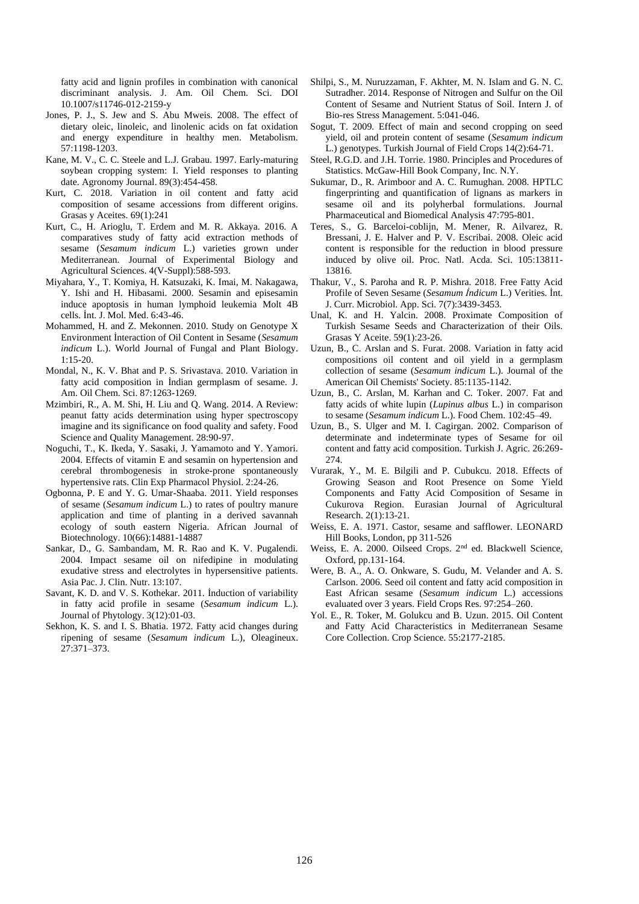fatty acid and lignin profiles in combination with canonical discriminant analysis. J. Am. Oil Chem. Sci. DOI 10.1007/s11746-012-2159-y

Jones, P. J., S. Jew and S. Abu Mweis. 2008. The effect of dietary oleic, linoleic, and linolenic acids on fat oxidation and energy expenditure in healthy men. Metabolism. 57:1198-1203.

Kane, M. V., C. C. Steele and L.J. Grabau. 1997. Early-maturing soybean cropping system: I. Yield responses to planting date. Agronomy Journal. 89(3):454-458.

Kurt, C. 2018. Variation in oil content and fatty acid composition of sesame accessions from different origins. Grasas y Aceites. 69(1):241

Kurt, C., H. Arioglu, T. Erdem and M. R. Akkaya. 2016. A comparatives study of fatty acid extraction methods of sesame (*Sesamum indicum* L.) varieties grown under Mediterranean. Journal of Experimental Biology and Agricultural Sciences. 4(V-Suppl):588-593.

Miyahara, Y., T. Komiya, H. Katsuzaki, K. Imai, M. Nakagawa, Y. Ishi and H. Hibasami. 2000. Sesamin and episesamin induce apoptosis in human lymphoid leukemia Molt 4B cells. İnt. J. Mol. Med. 6:43-46.

Mohammed, H. and Z. Mekonnen. 2010. Study on Genotype X Environment İnteraction of Oil Content in Sesame (*Sesamum indicum* L.). World Journal of Fungal and Plant Biology. 1:15-20.

Mondal, N., K. V. Bhat and P. S. Srivastava. 2010. Variation in fatty acid composition in İndian germplasm of sesame. J. Am. Oil Chem. Sci. 87:1263-1269.

Mzimbiri, R., A. M. Shi, H. Liu and Q. Wang. 2014. A Review: peanut fatty acids determination using hyper spectroscopy imagine and its significance on food quality and safety. Food Science and Quality Management. 28:90-97.

Noguchi, T., K. Ikeda, Y. Sasaki, J. Yamamoto and Y. Yamori. 2004. Effects of vitamin E and sesamin on hypertension and cerebral thrombogenesis in stroke-prone spontaneously hypertensive rats. Clin Exp Pharmacol Physiol. 2:24-26.

Ogbonna, P. E and Y. G. Umar-Shaaba. 2011. Yield responses of sesame (*Sesamum indicum* L.) to rates of poultry manure application and time of planting in a derived savannah ecology of south eastern Nigeria. African Journal of Biotechnology. 10(66):14881-14887

Sankar, D., G. Sambandam, M. R. Rao and K. V. Pugalendi. 2004. Impact sesame oil on nifedipine in modulating exudative stress and electrolytes in hypersensitive patients. Asia Pac. J. Clin. Nutr. 13:107.

Savant, K. D. and V. S. Kothekar. 2011. İnduction of variability in fatty acid profile in sesame (*Sesamum indicum* L.). Journal of Phytology. 3(12):01-03.

Sekhon, K. S. and I. S. Bhatia. 1972. Fatty acid changes during ripening of sesame (*Sesamum indicum* L.), Oleagineux. 27:371–373.

Shilpi, S., M. Nuruzzaman, F. Akhter, M. N. Islam and G. N. C. Sutradher. 2014. Response of Nitrogen and Sulfur on the Oil Content of Sesame and Nutrient Status of Soil. Intern J. of Bio-res Stress Management. 5:041-046.

Sogut, T. 2009. Effect of main and second cropping on seed yield, oil and protein content of sesame (*Sesamum indicum* L.) genotypes. Turkish Journal of Field Crops 14(2):64-71.

Steel, R.G.D. and J.H. Torrie. 1980. Principles and Procedures of Statistics. McGaw-Hill Book Company, Inc. N.Y.

Sukumar, D., R. Arimboor and A. C. Rumughan. 2008. HPTLC fingerprinting and quantification of lignans as markers in sesame oil and its polyherbal formulations. Journal Pharmaceutical and Biomedical Analysis 47:795-801.

Teres, S., G. Barceloi-coblijn, M. Mener, R. Ailvarez, R. Bressani, J. E. Halver and P. V. Escribai. 2008. Oleic acid content is responsible for the reduction in blood pressure induced by olive oil. Proc. Natl. Acda. Sci. 105:13811-13816.

Thakur, V., S. Paroha and R. P. Mishra. 2018. Free Fatty Acid Profile of Seven Sesame (*Sesamum İndicum* L.) Verities. İnt. J. Curr. Microbiol. App. Sci. 7(7):3439-3453.

Unal, K. and H. Yalcin. 2008. Proximate Composition of Turkish Sesame Seeds and Characterization of their Oils. Grasas Y Aceite. 59(1):23-26.

Uzun, B., C. Arslan and S. Furat. 2008. Variation in fatty acid compositions oil content and oil yield in a germplasm collection of sesame (*Sesamum indicum* L.). Journal of the American Oil Chemists' Society. 85:1135-1142.

Uzun, B., C. Arslan, M. Karhan and C. Toker. 2007. Fat and fatty acids of white lupin (*Lupinus albus* L.) in comparison to sesame (*Sesamum indicum* L.). Food Chem. 102:45–49.

Uzun, B., S. Ulger and M. I. Cagirgan. 2002. Comparison of determinate and indeterminate types of Sesame for oil content and fatty acid composition. Turkish J. Agric. 26:269-274.

Vurarak, Y., M. E. Bilgili and P. Cubukcu. 2018. Effects of Growing Season and Root Presence on Some Yield Components and Fatty Acid Composition of Sesame in Cukurova Region. Eurasian Journal of Agricultural Research. 2(1):13-21.

Weiss, E. A. 1971. Castor, sesame and safflower. LEONARD Hill Books, London, pp 311-526

Weiss, E. A. 2000. Oilseed Crops. 2nd ed. Blackwell Science, Oxford, pp.131-164.

Were, B. A., A. O. Onkware, S. Gudu, M. Velander and A. S. Carlson. 2006. Seed oil content and fatty acid composition in East African sesame (*Sesamum indicum* L.) accessions evaluated over 3 years. Field Crops Res. 97:254–260.

Yol. E., R. Toker, M. Golukcu and B. Uzun. 2015. Oil Content and Fatty Acid Characteristics in Mediterranean Sesame Core Collection. Crop Science. 55:2177-2185.